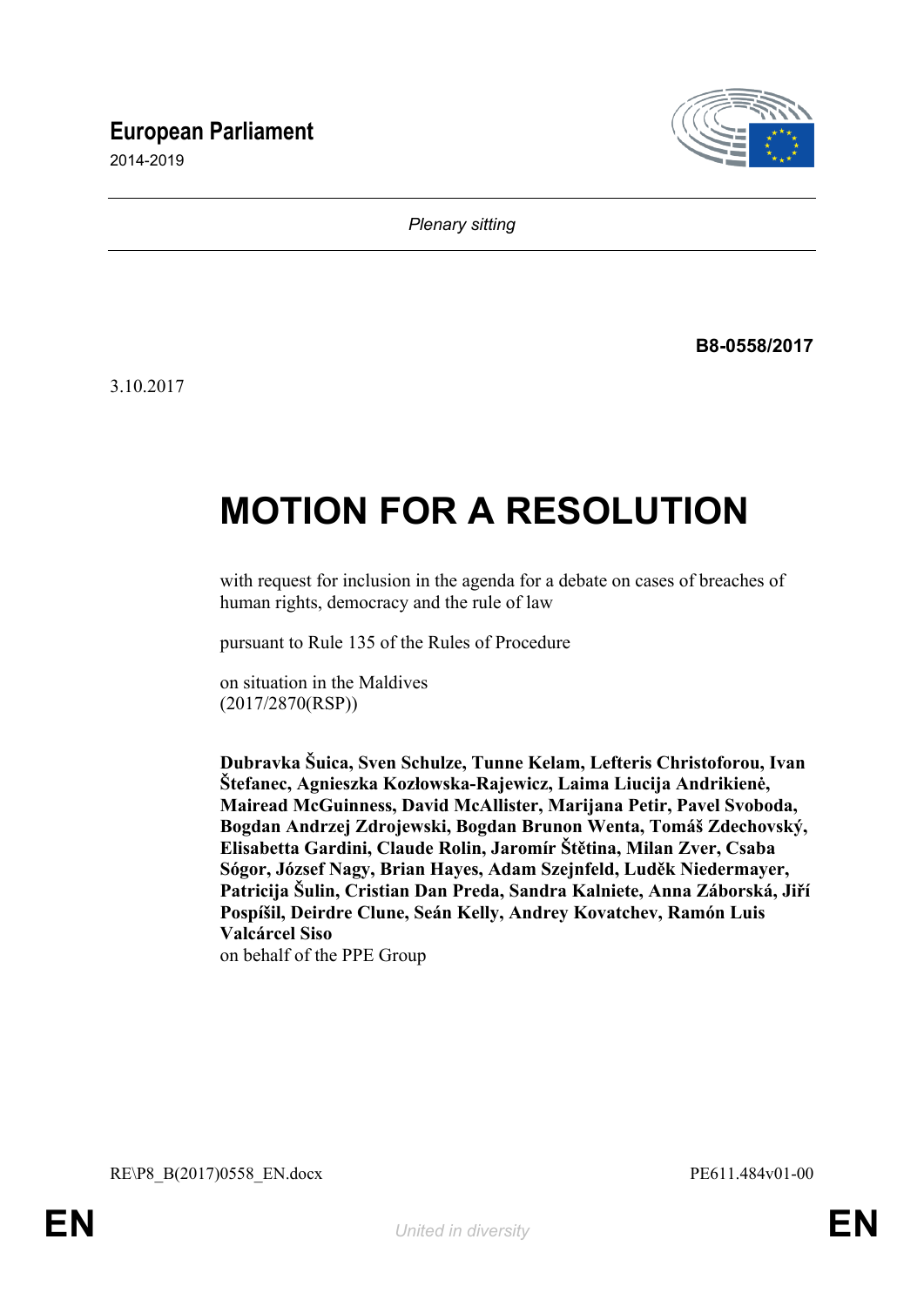# European Parliament

2014-2019

*Plenary sitting*

**B8-0558/2017**

3.10.2017

# MOTION FOR A RESOLUTION

with request for inclusion in the agenda for a debate on cases of breaches of human rights, democracy and the rule of law

pursuant to Rule 135 of the Rules of Procedure

on situation in the Maldives
(2017/2870(RSP))

**Dubravka Šuica, Sven Schulze, Tunne Kelam, Lefteris Christoforou, Ivan Štefanec, Agnieszka Kozłowska-Rajewicz, Laima Liucija Andrikienė, Mairead McGuinness, David McAllister, Marijana Petir, Pavel Svoboda, Bogdan Andrzej Zdrojewski, Bogdan Brunon Wenta, Tomáš Zdechovský, Elisabetta Gardini, Claude Rolin, Jaromír Štětina, Milan Zver, Csaba Sógor, József Nagy, Brian Hayes, Adam Szejnfeld, Luděk Niedermayer, Patricija Šulin, Cristian Dan Preda, Sandra Kalniete, Anna Záborská, Jiří Pospíšil, Deirdre Clune, Seán Kelly, Andrey Kovatchev, Ramón Luis Valcárcel Siso**
on behalf of the PPE Group

RE\P8_B(2017)0558_EN.docx PE611.484v01-00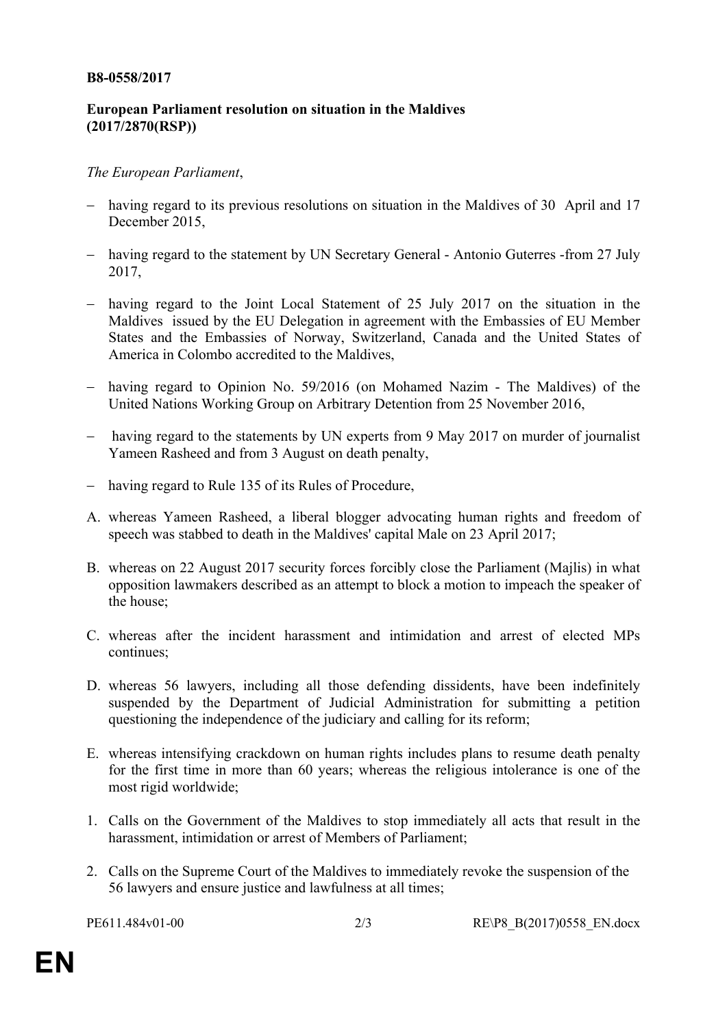**B8-0558/2017**

**European Parliament resolution on situation in the Maldives (2017/2870(RSP))**

*The European Parliament*,

- having regard to its previous resolutions on situation in the Maldives of 30 April and 17 December 2015,
- having regard to the statement by UN Secretary General - Antonio Guterres -from 27 July 2017,
- having regard to the Joint Local Statement of 25 July 2017 on the situation in the Maldives issued by the EU Delegation in agreement with the Embassies of EU Member States and the Embassies of Norway, Switzerland, Canada and the United States of America in Colombo accredited to the Maldives,
- having regard to Opinion No. 59/2016 (on Mohamed Nazim - The Maldives) of the United Nations Working Group on Arbitrary Detention from 25 November 2016,
- having regard to the statements by UN experts from 9 May 2017 on murder of journalist Yameen Rasheed and from 3 August on death penalty,
- having regard to Rule 135 of its Rules of Procedure,

A. whereas Yameen Rasheed, a liberal blogger advocating human rights and freedom of speech was stabbed to death in the Maldives' capital Male on 23 April 2017;

B. whereas on 22 August 2017 security forces forcibly close the Parliament (Majlis) in what opposition lawmakers described as an attempt to block a motion to impeach the speaker of the house;

C. whereas after the incident harassment and intimidation and arrest of elected MPs continues;

D. whereas 56 lawyers, including all those defending dissidents, have been indefinitely suspended by the Department of Judicial Administration for submitting a petition questioning the independence of the judiciary and calling for its reform;

E. whereas intensifying crackdown on human rights includes plans to resume death penalty for the first time in more than 60 years; whereas the religious intolerance is one of the most rigid worldwide;

1. Calls on the Government of the Maldives to stop immediately all acts that result in the harassment, intimidation or arrest of Members of Parliament;

2. Calls on the Supreme Court of the Maldives to immediately revoke the suspension of the 56 lawyers and ensure justice and lawfulness at all times;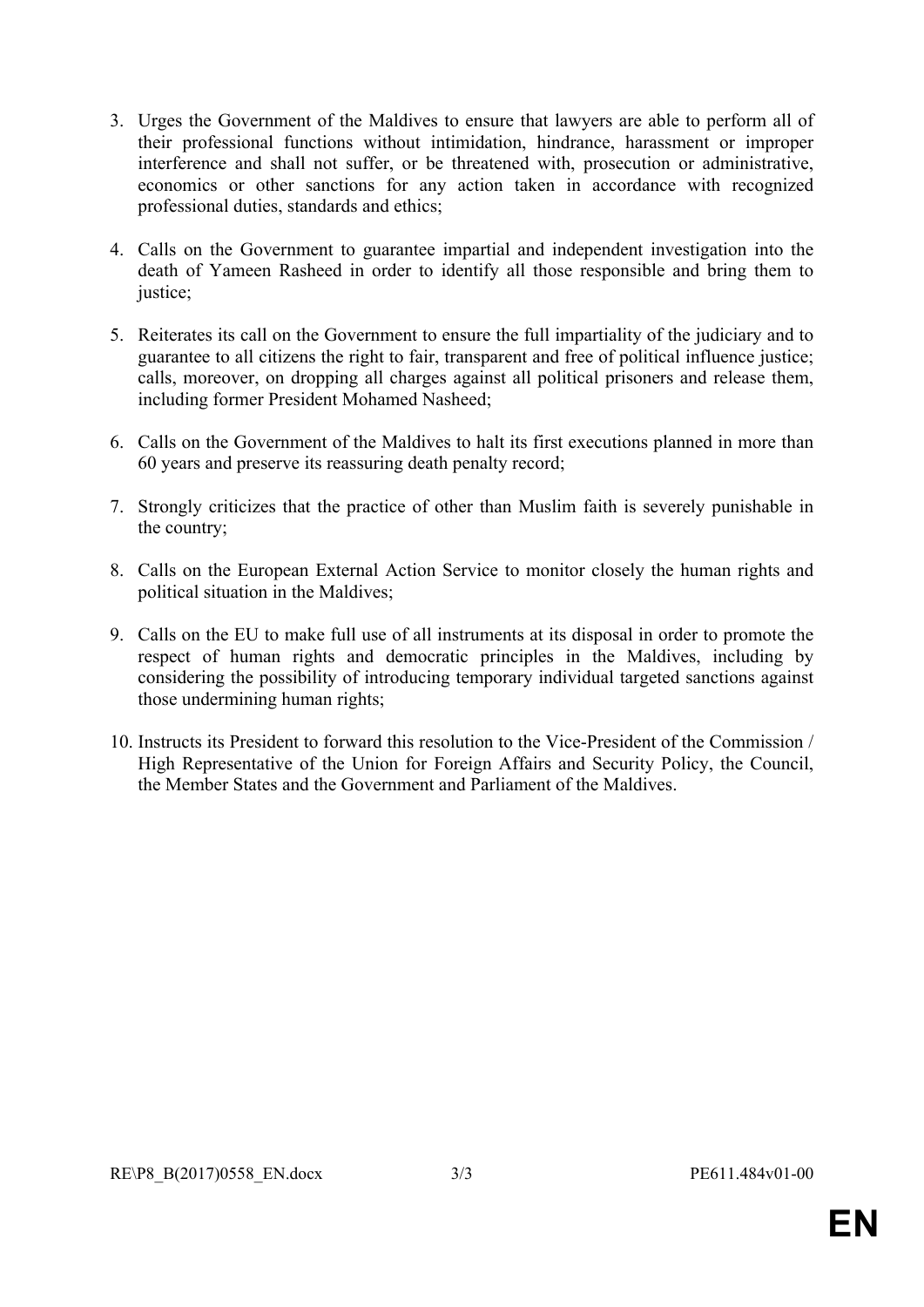3. Urges the Government of the Maldives to ensure that lawyers are able to perform all of their professional functions without intimidation, hindrance, harassment or improper interference and shall not suffer, or be threatened with, prosecution or administrative, economics or other sanctions for any action taken in accordance with recognized professional duties, standards and ethics;

4. Calls on the Government to guarantee impartial and independent investigation into the death of Yameen Rasheed in order to identify all those responsible and bring them to justice;

5. Reiterates its call on the Government to ensure the full impartiality of the judiciary and to guarantee to all citizens the right to fair, transparent and free of political influence justice; calls, moreover, on dropping all charges against all political prisoners and release them, including former President Mohamed Nasheed;

6. Calls on the Government of the Maldives to halt its first executions planned in more than 60 years and preserve its reassuring death penalty record;

7. Strongly criticizes that the practice of other than Muslim faith is severely punishable in the country;

8. Calls on the European External Action Service to monitor closely the human rights and political situation in the Maldives;

9. Calls on the EU to make full use of all instruments at its disposal in order to promote the respect of human rights and democratic principles in the Maldives, including by considering the possibility of introducing temporary individual targeted sanctions against those undermining human rights;

10. Instructs its President to forward this resolution to the Vice-President of the Commission / High Representative of the Union for Foreign Affairs and Security Policy, the Council, the Member States and the Government and Parliament of the Maldives.